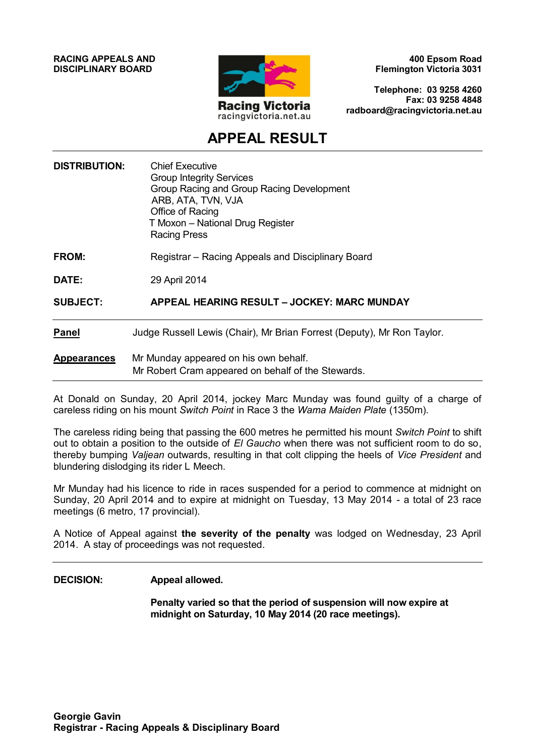**RACING APPEALS AND DISCIPLINARY BOARD**

Racing Victoria
racingvictoria.net.au

**400 Epsom Road**
**Flemington Victoria 3031**

**Telephone: 03 9258 4260**
**Fax: 03 9258 4848**
**radboard@racingvictoria.net.au**

# APPEAL RESULT

---

**DISTRIBUTION:** Chief Executive
Group Integrity Services
Group Racing and Group Racing Development
ARB, ATA, TVN, VJA
Office of Racing
T Moxon – National Drug Register
Racing Press

**FROM:** Registrar – Racing Appeals and Disciplinary Board

**DATE:** 29 April 2014

**SUBJECT:** **APPEAL HEARING RESULT – JOCKEY: MARC MUNDAY**

---

**Panel** Judge Russell Lewis (Chair), Mr Brian Forrest (Deputy), Mr Ron Taylor.

**Appearances** Mr Munday appeared on his own behalf.
Mr Robert Cram appeared on behalf of the Stewards.

---

At Donald on Sunday, 20 April 2014, jockey Marc Munday was found guilty of a charge of careless riding on his mount *Switch Point* in Race 3 the *Wama Maiden Plate* (1350m).

The careless riding being that passing the 600 metres he permitted his mount *Switch Point* to shift out to obtain a position to the outside of *El Gaucho* when there was not sufficient room to do so, thereby bumping *Valjean* outwards, resulting in that colt clipping the heels of *Vice President* and blundering dislodging its rider L Meech.

Mr Munday had his licence to ride in races suspended for a period to commence at midnight on Sunday, 20 April 2014 and to expire at midnight on Tuesday, 13 May 2014 - a total of 23 race meetings (6 metro, 17 provincial).

A Notice of Appeal against **the severity of the penalty** was lodged on Wednesday, 23 April 2014. A stay of proceedings was not requested.

---

**DECISION:** **Appeal allowed.**

**Penalty varied so that the period of suspension will now expire at midnight on Saturday, 10 May 2014 (20 race meetings).**

**Georgie Gavin**
**Registrar - Racing Appeals & Disciplinary Board**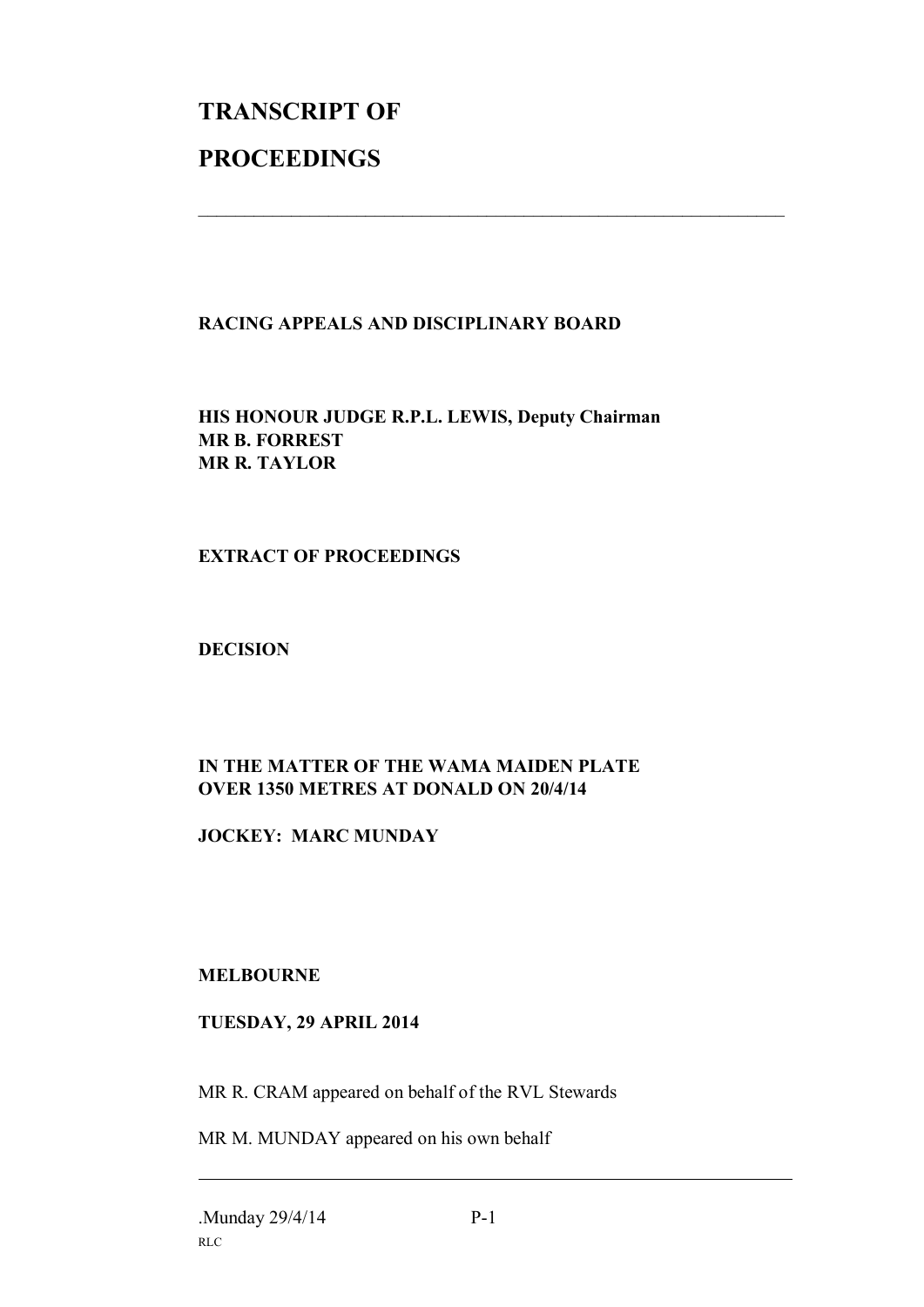# TRANSCRIPT OF

# PROCEEDINGS

---

**RACING APPEALS AND DISCIPLINARY BOARD**

**HIS HONOUR JUDGE R.P.L. LEWIS, Deputy Chairman**
**MR B. FORREST**
**MR R. TAYLOR**

**EXTRACT OF PROCEEDINGS**

**DECISION**

**IN THE MATTER OF THE WAMA MAIDEN PLATE OVER 1350 METRES AT DONALD ON 20/4/14**

**JOCKEY: MARC MUNDAY**

**MELBOURNE**

**TUESDAY, 29 APRIL 2014**

MR R. CRAM appeared on behalf of the RVL Stewards

MR M. MUNDAY appeared on his own behalf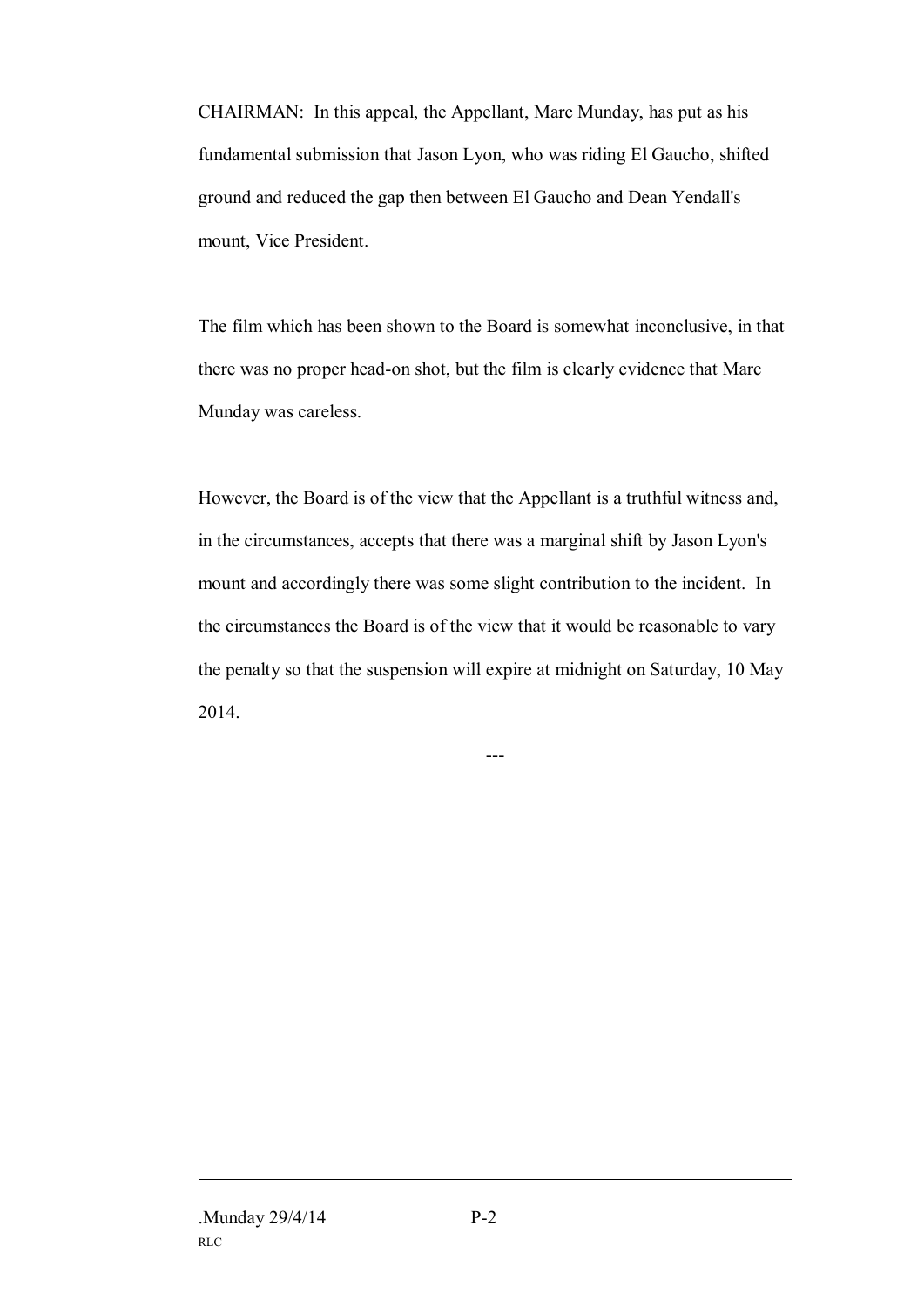CHAIRMAN: In this appeal, the Appellant, Marc Munday, has put as his fundamental submission that Jason Lyon, who was riding El Gaucho, shifted ground and reduced the gap then between El Gaucho and Dean Yendall's mount, Vice President.

The film which has been shown to the Board is somewhat inconclusive, in that there was no proper head-on shot, but the film is clearly evidence that Marc Munday was careless.

However, the Board is of the view that the Appellant is a truthful witness and, in the circumstances, accepts that there was a marginal shift by Jason Lyon's mount and accordingly there was some slight contribution to the incident. In the circumstances the Board is of the view that it would be reasonable to vary the penalty so that the suspension will expire at midnight on Saturday, 10 May 2014.

---